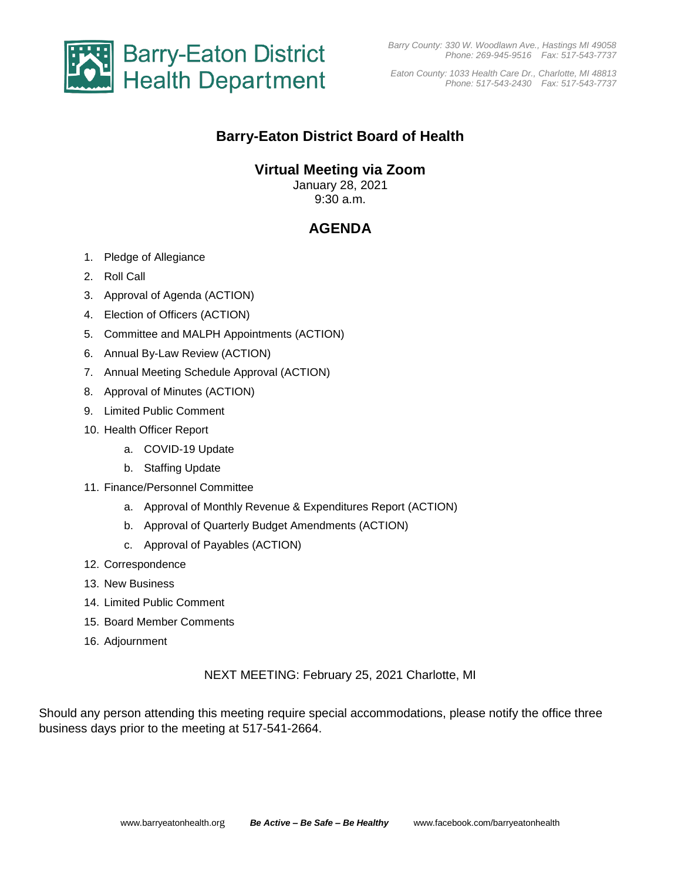Barry-Eaton District Health Department

*Barry County: 330 W. Woodlawn Ave., Hastings MI 49058*
*Phone: 269-945-9516 Fax: 517-543-7737*

*Eaton County: 1033 Health Care Dr., Charlotte, MI 48813*
*Phone: 517-543-2430 Fax: 517-543-7737*

# Barry-Eaton District Board of Health

## Virtual Meeting via Zoom

January 28, 2021
9:30 a.m.

## AGENDA

1. Pledge of Allegiance
2. Roll Call
3. Approval of Agenda (ACTION)
4. Election of Officers (ACTION)
5. Committee and MALPH Appointments (ACTION)
6. Annual By-Law Review (ACTION)
7. Annual Meeting Schedule Approval (ACTION)
8. Approval of Minutes (ACTION)
9. Limited Public Comment
10. Health Officer Report
    a. COVID-19 Update
    b. Staffing Update
11. Finance/Personnel Committee
    a. Approval of Monthly Revenue & Expenditures Report (ACTION)
    b. Approval of Quarterly Budget Amendments (ACTION)
    c. Approval of Payables (ACTION)
12. Correspondence
13. New Business
14. Limited Public Comment
15. Board Member Comments
16. Adjournment

NEXT MEETING: February 25, 2021 Charlotte, MI

Should any person attending this meeting require special accommodations, please notify the office three business days prior to the meeting at 517-541-2664.

www.barryeatonhealth.org ***Be Active – Be Safe – Be Healthy*** www.facebook.com/barryeatonhealth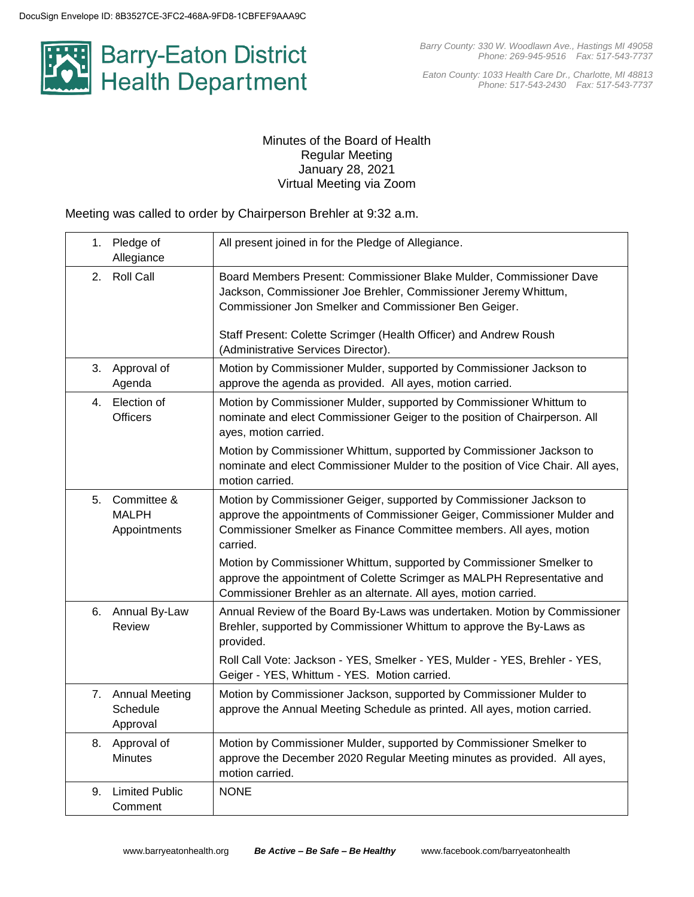Minutes of the Board of Health
Regular Meeting
January 28, 2021
Virtual Meeting via Zoom

Meeting was called to order by Chairperson Brehler at 9:32 a.m.

| | |
|---|---|
| 1. Pledge of Allegiance | All present joined in for the Pledge of Allegiance. |
| 2. Roll Call | Board Members Present: Commissioner Blake Mulder, Commissioner Dave Jackson, Commissioner Joe Brehler, Commissioner Jeremy Whittum, Commissioner Jon Smelker and Commissioner Ben Geiger.<br><br>Staff Present: Colette Scrimger (Health Officer) and Andrew Roush (Administrative Services Director). |
| 3. Approval of Agenda | Motion by Commissioner Mulder, supported by Commissioner Jackson to approve the agenda as provided. All ayes, motion carried. |
| 4. Election of Officers | Motion by Commissioner Mulder, supported by Commissioner Whittum to nominate and elect Commissioner Geiger to the position of Chairperson. All ayes, motion carried.<br><br>Motion by Commissioner Whittum, supported by Commissioner Jackson to nominate and elect Commissioner Mulder to the position of Vice Chair. All ayes, motion carried. |
| 5. Committee & MALPH Appointments | Motion by Commissioner Geiger, supported by Commissioner Jackson to approve the appointments of Commissioner Geiger, Commissioner Mulder and Commissioner Smelker as Finance Committee members. All ayes, motion carried.<br><br>Motion by Commissioner Whittum, supported by Commissioner Smelker to approve the appointment of Colette Scrimger as MALPH Representative and Commissioner Brehler as an alternate. All ayes, motion carried. |
| 6. Annual By-Law Review | Annual Review of the Board By-Laws was undertaken. Motion by Commissioner Brehler, supported by Commissioner Whittum to approve the By-Laws as provided.<br><br>Roll Call Vote: Jackson - YES, Smelker - YES, Mulder - YES, Brehler - YES, Geiger - YES, Whittum - YES. Motion carried. |
| 7. Annual Meeting Schedule Approval | Motion by Commissioner Jackson, supported by Commissioner Mulder to approve the Annual Meeting Schedule as printed. All ayes, motion carried. |
| 8. Approval of Minutes | Motion by Commissioner Mulder, supported by Commissioner Smelker to approve the December 2020 Regular Meeting minutes as provided. All ayes, motion carried. |
| 9. Limited Public Comment | NONE |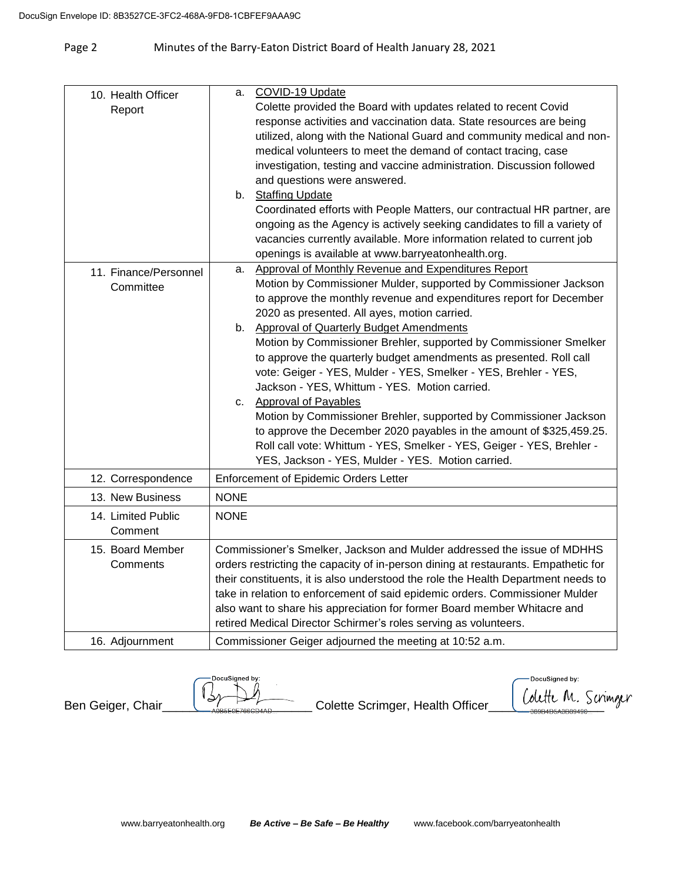| | |
|---|---|
| 10. Health Officer Report | a. <u>COVID-19 Update</u><br>Colette provided the Board with updates related to recent Covid response activities and vaccination data. State resources are being utilized, along with the National Guard and community medical and non-medical volunteers to meet the demand of contact tracing, case investigation, testing and vaccine administration. Discussion followed and questions were answered.<br>b. <u>Staffing Update</u><br>Coordinated efforts with People Matters, our contractual HR partner, are ongoing as the Agency is actively seeking candidates to fill a variety of vacancies currently available. More information related to current job openings is available at www.barryeatonhealth.org. |
| 11. Finance/Personnel Committee | a. <u>Approval of Monthly Revenue and Expenditures Report</u><br>Motion by Commissioner Mulder, supported by Commissioner Jackson to approve the monthly revenue and expenditures report for December 2020 as presented. All ayes, motion carried.<br>b. <u>Approval of Quarterly Budget Amendments</u><br>Motion by Commissioner Brehler, supported by Commissioner Smelker to approve the quarterly budget amendments as presented. Roll call vote: Geiger - YES, Mulder - YES, Smelker - YES, Brehler - YES, Jackson - YES, Whittum - YES. Motion carried.<br>c. <u>Approval of Payables</u><br>Motion by Commissioner Brehler, supported by Commissioner Jackson to approve the December 2020 payables in the amount of $325,459.25. Roll call vote: Whittum - YES, Smelker - YES, Geiger - YES, Brehler - YES, Jackson - YES, Mulder - YES. Motion carried. |
| 12. Correspondence | Enforcement of Epidemic Orders Letter |
| 13. New Business | NONE |
| 14. Limited Public Comment | NONE |
| 15. Board Member Comments | Commissioner's Smelker, Jackson and Mulder addressed the issue of MDHHS orders restricting the capacity of in-person dining at restaurants. Empathetic for their constituents, it is also understood the role the Health Department needs to take in relation to enforcement of said epidemic orders. Commissioner Mulder also want to share his appreciation for former Board member Whitacre and retired Medical Director Schirmer's roles serving as volunteers. |
| 16. Adjournment | Commissioner Geiger adjourned the meeting at 10:52 a.m. |

Ben Geiger, Chair ____________ Colette Scrimger, Health Officer ____________